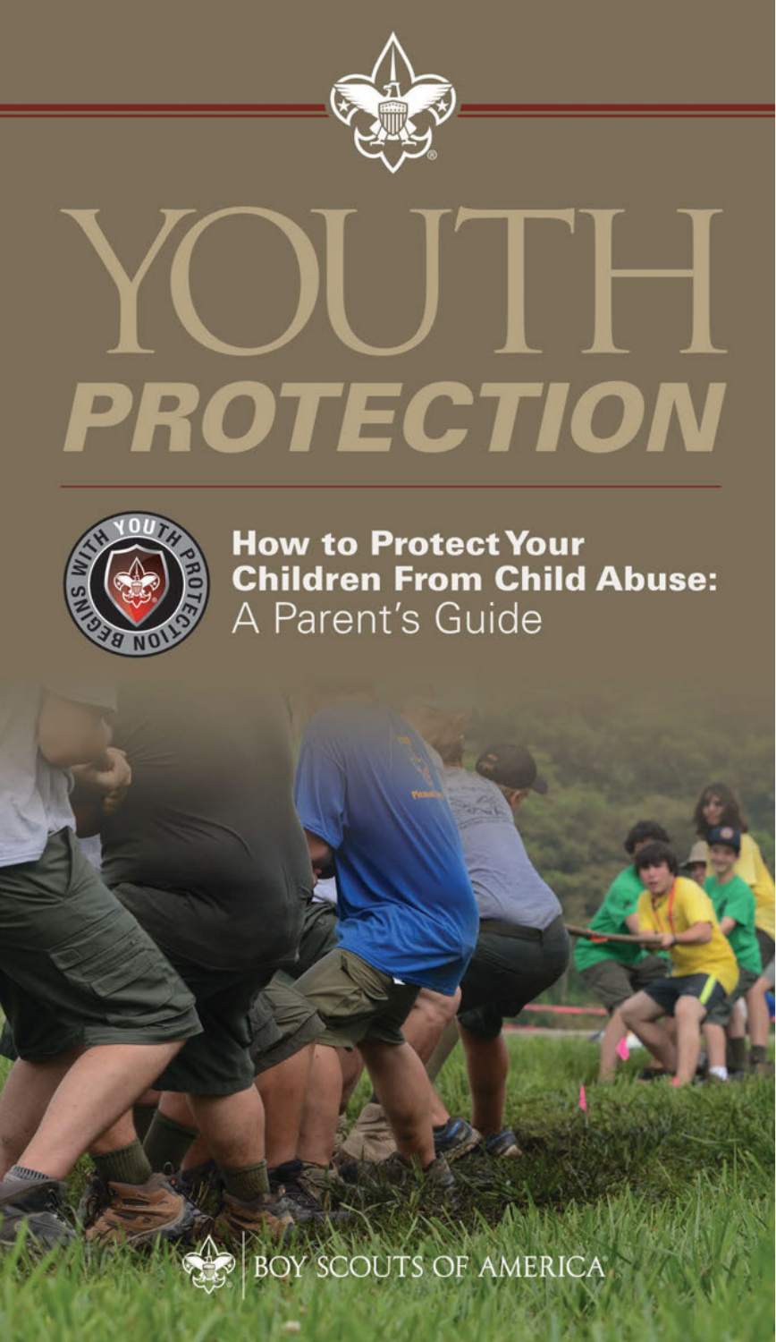# YOUTH PROTECTION

## How to Protect Your Children From Child Abuse: A Parent's Guide

BOY SCOUTS OF AMERICA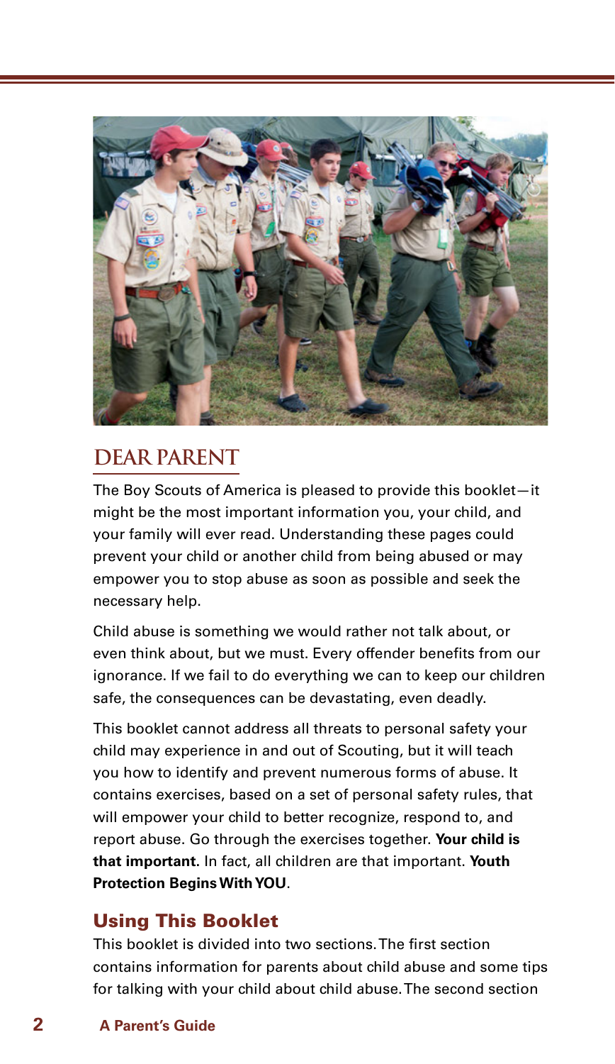## DEAR PARENT

The Boy Scouts of America is pleased to provide this booklet—it might be the most important information you, your child, and your family will ever read. Understanding these pages could prevent your child or another child from being abused or may empower you to stop abuse as soon as possible and seek the necessary help.

Child abuse is something we would rather not talk about, or even think about, but we must. Every offender benefits from our ignorance. If we fail to do everything we can to keep our children safe, the consequences can be devastating, even deadly.

This booklet cannot address all threats to personal safety your child may experience in and out of Scouting, but it will teach you how to identify and prevent numerous forms of abuse. It contains exercises, based on a set of personal safety rules, that will empower your child to better recognize, respond to, and report abuse. Go through the exercises together. **Your child is that important**. In fact, all children are that important. **Youth Protection Begins With YOU**.

### Using This Booklet

This booklet is divided into two sections. The first section contains information for parents about child abuse and some tips for talking with your child about child abuse. The second section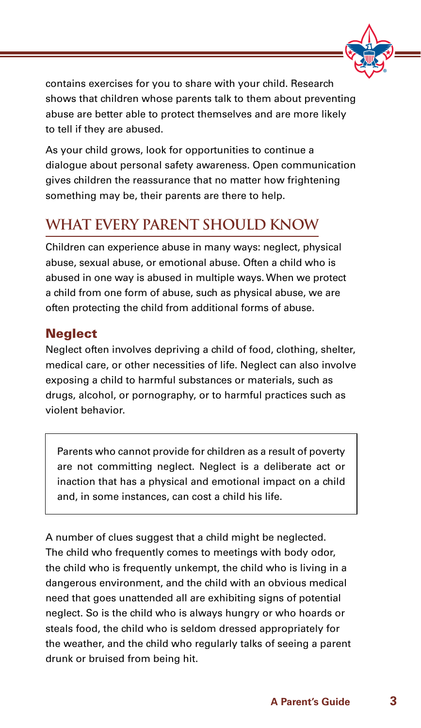contains exercises for you to share with your child. Research shows that children whose parents talk to them about preventing abuse are better able to protect themselves and are more likely to tell if they are abused.

As your child grows, look for opportunities to continue a dialogue about personal safety awareness. Open communication gives children the reassurance that no matter how frightening something may be, their parents are there to help.

## WHAT EVERY PARENT SHOULD KNOW

Children can experience abuse in many ways: neglect, physical abuse, sexual abuse, or emotional abuse. Often a child who is abused in one way is abused in multiple ways. When we protect a child from one form of abuse, such as physical abuse, we are often protecting the child from additional forms of abuse.

### Neglect

Neglect often involves depriving a child of food, clothing, shelter, medical care, or other necessities of life. Neglect can also involve exposing a child to harmful substances or materials, such as drugs, alcohol, or pornography, or to harmful practices such as violent behavior.

> Parents who cannot provide for children as a result of poverty are not committing neglect. Neglect is a deliberate act or inaction that has a physical and emotional impact on a child and, in some instances, can cost a child his life.

A number of clues suggest that a child might be neglected. The child who frequently comes to meetings with body odor, the child who is frequently unkempt, the child who is living in a dangerous environment, and the child with an obvious medical need that goes unattended all are exhibiting signs of potential neglect. So is the child who is always hungry or who hoards or steals food, the child who is seldom dressed appropriately for the weather, and the child who regularly talks of seeing a parent drunk or bruised from being hit.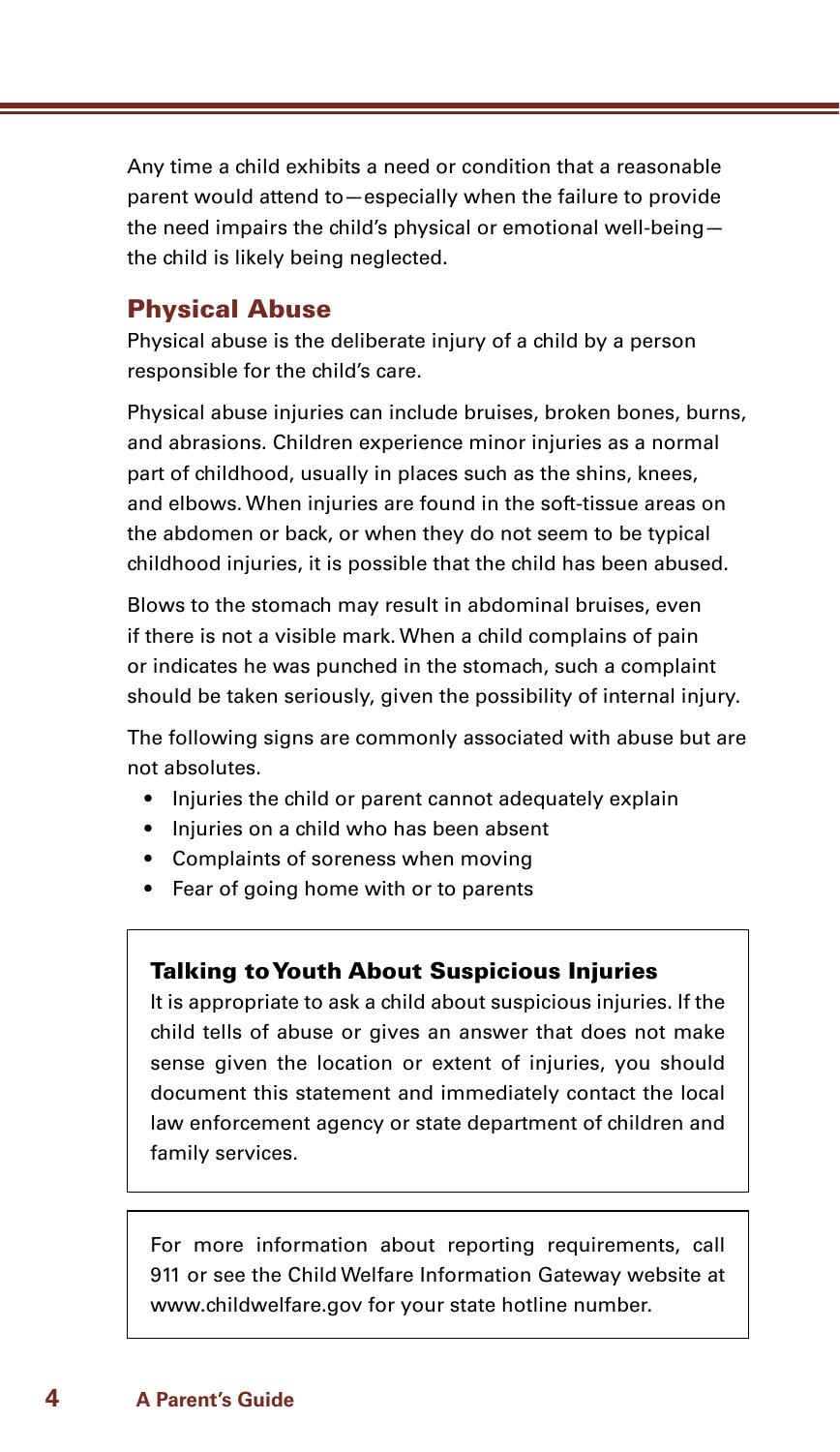Any time a child exhibits a need or condition that a reasonable parent would attend to—especially when the failure to provide the need impairs the child's physical or emotional well-being—the child is likely being neglected.

## Physical Abuse

Physical abuse is the deliberate injury of a child by a person responsible for the child's care.

Physical abuse injuries can include bruises, broken bones, burns, and abrasions. Children experience minor injuries as a normal part of childhood, usually in places such as the shins, knees, and elbows. When injuries are found in the soft-tissue areas on the abdomen or back, or when they do not seem to be typical childhood injuries, it is possible that the child has been abused.

Blows to the stomach may result in abdominal bruises, even if there is not a visible mark. When a child complains of pain or indicates he was punched in the stomach, such a complaint should be taken seriously, given the possibility of internal injury.

The following signs are commonly associated with abuse but are not absolutes.

- Injuries the child or parent cannot adequately explain
- Injuries on a child who has been absent
- Complaints of soreness when moving
- Fear of going home with or to parents

### Talking to Youth About Suspicious Injuries

It is appropriate to ask a child about suspicious injuries. If the child tells of abuse or gives an answer that does not make sense given the location or extent of injuries, you should document this statement and immediately contact the local law enforcement agency or state department of children and family services.

For more information about reporting requirements, call 911 or see the Child Welfare Information Gateway website at www.childwelfare.gov for your state hotline number.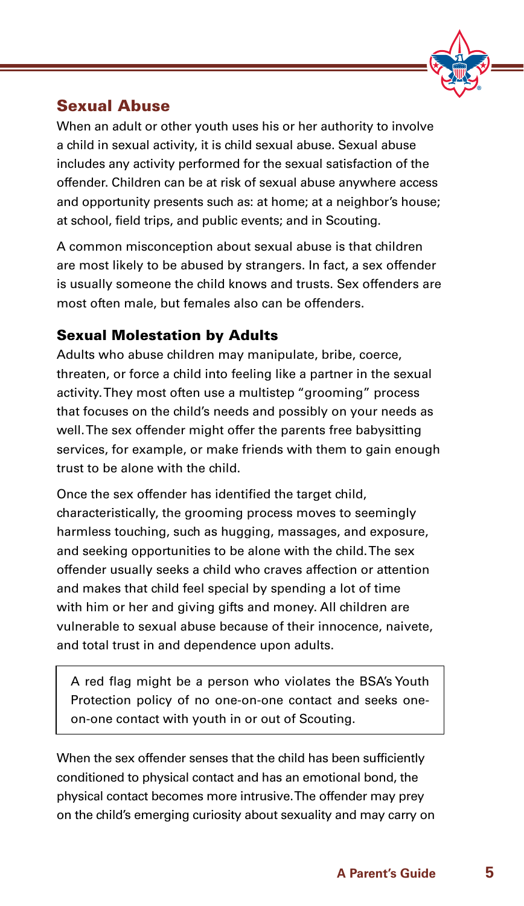## Sexual Abuse

When an adult or other youth uses his or her authority to involve a child in sexual activity, it is child sexual abuse. Sexual abuse includes any activity performed for the sexual satisfaction of the offender. Children can be at risk of sexual abuse anywhere access and opportunity presents such as: at home; at a neighbor's house; at school, field trips, and public events; and in Scouting.

A common misconception about sexual abuse is that children are most likely to be abused by strangers. In fact, a sex offender is usually someone the child knows and trusts. Sex offenders are most often male, but females also can be offenders.

### Sexual Molestation by Adults

Adults who abuse children may manipulate, bribe, coerce, threaten, or force a child into feeling like a partner in the sexual activity. They most often use a multistep "grooming" process that focuses on the child's needs and possibly on your needs as well. The sex offender might offer the parents free babysitting services, for example, or make friends with them to gain enough trust to be alone with the child.

Once the sex offender has identified the target child, characteristically, the grooming process moves to seemingly harmless touching, such as hugging, massages, and exposure, and seeking opportunities to be alone with the child. The sex offender usually seeks a child who craves affection or attention and makes that child feel special by spending a lot of time with him or her and giving gifts and money. All children are vulnerable to sexual abuse because of their innocence, naivete, and total trust in and dependence upon adults.

> A red flag might be a person who violates the BSA's Youth Protection policy of no one-on-one contact and seeks one-on-one contact with youth in or out of Scouting.

When the sex offender senses that the child has been sufficiently conditioned to physical contact and has an emotional bond, the physical contact becomes more intrusive. The offender may prey on the child's emerging curiosity about sexuality and may carry on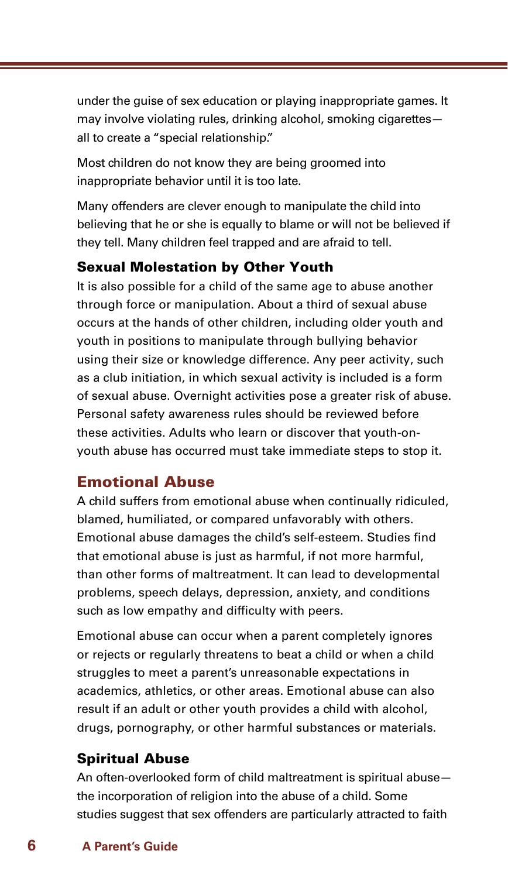under the guise of sex education or playing inappropriate games. It may involve violating rules, drinking alcohol, smoking cigarettes—all to create a "special relationship."

Most children do not know they are being groomed into inappropriate behavior until it is too late.

Many offenders are clever enough to manipulate the child into believing that he or she is equally to blame or will not be believed if they tell. Many children feel trapped and are afraid to tell.

### Sexual Molestation by Other Youth

It is also possible for a child of the same age to abuse another through force or manipulation. About a third of sexual abuse occurs at the hands of other children, including older youth and youth in positions to manipulate through bullying behavior using their size or knowledge difference. Any peer activity, such as a club initiation, in which sexual activity is included is a form of sexual abuse. Overnight activities pose a greater risk of abuse. Personal safety awareness rules should be reviewed before these activities. Adults who learn or discover that youth-on-youth abuse has occurred must take immediate steps to stop it.

## Emotional Abuse

A child suffers from emotional abuse when continually ridiculed, blamed, humiliated, or compared unfavorably with others. Emotional abuse damages the child's self-esteem. Studies find that emotional abuse is just as harmful, if not more harmful, than other forms of maltreatment. It can lead to developmental problems, speech delays, depression, anxiety, and conditions such as low empathy and difficulty with peers.

Emotional abuse can occur when a parent completely ignores or rejects or regularly threatens to beat a child or when a child struggles to meet a parent's unreasonable expectations in academics, athletics, or other areas. Emotional abuse can also result if an adult or other youth provides a child with alcohol, drugs, pornography, or other harmful substances or materials.

### Spiritual Abuse

An often-overlooked form of child maltreatment is spiritual abuse—the incorporation of religion into the abuse of a child. Some studies suggest that sex offenders are particularly attracted to faith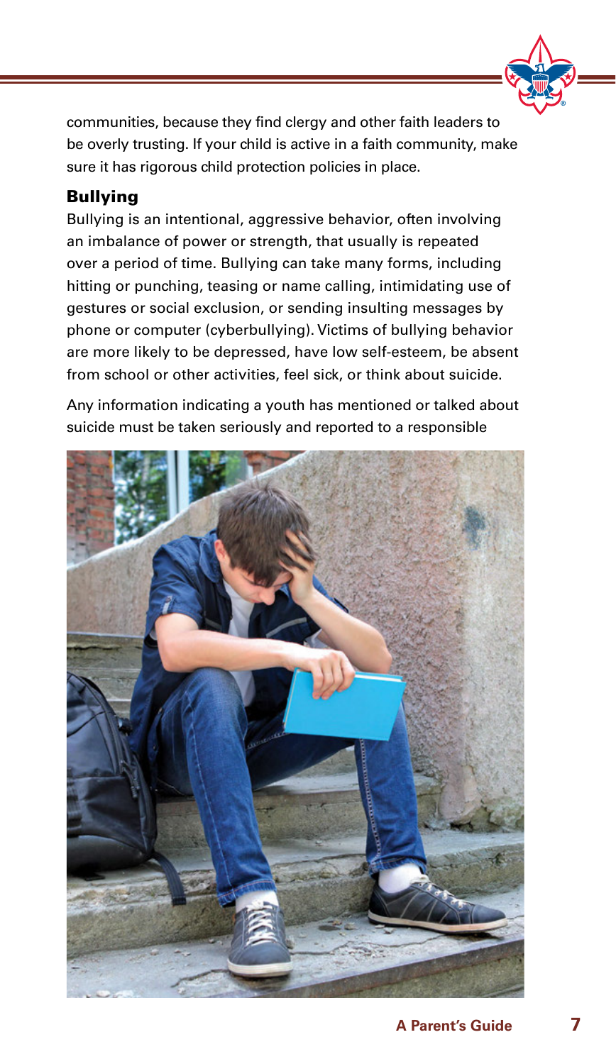communities, because they find clergy and other faith leaders to be overly trusting. If your child is active in a faith community, make sure it has rigorous child protection policies in place.

## Bullying

Bullying is an intentional, aggressive behavior, often involving an imbalance of power or strength, that usually is repeated over a period of time. Bullying can take many forms, including hitting or punching, teasing or name calling, intimidating use of gestures or social exclusion, or sending insulting messages by phone or computer (cyberbullying). Victims of bullying behavior are more likely to be depressed, have low self-esteem, be absent from school or other activities, feel sick, or think about suicide.

Any information indicating a youth has mentioned or talked about suicide must be taken seriously and reported to a responsible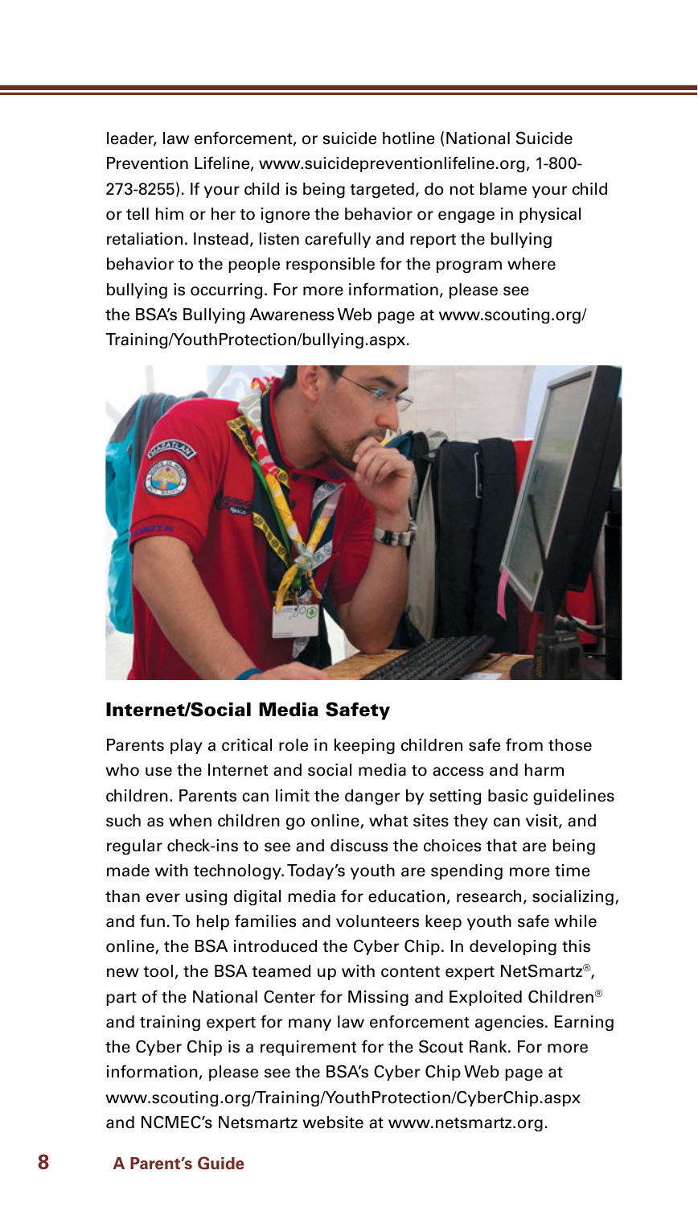leader, law enforcement, or suicide hotline (National Suicide Prevention Lifeline, www.suicidepreventionlifeline.org, 1-800-273-8255). If your child is being targeted, do not blame your child or tell him or her to ignore the behavior or engage in physical retaliation. Instead, listen carefully and report the bullying behavior to the people responsible for the program where bullying is occurring. For more information, please see the BSA's Bullying Awareness Web page at www.scouting.org/Training/YouthProtection/bullying.aspx.

### Internet/Social Media Safety

Parents play a critical role in keeping children safe from those who use the Internet and social media to access and harm children. Parents can limit the danger by setting basic guidelines such as when children go online, what sites they can visit, and regular check-ins to see and discuss the choices that are being made with technology. Today's youth are spending more time than ever using digital media for education, research, socializing, and fun. To help families and volunteers keep youth safe while online, the BSA introduced the Cyber Chip. In developing this new tool, the BSA teamed up with content expert NetSmartz®, part of the National Center for Missing and Exploited Children® and training expert for many law enforcement agencies. Earning the Cyber Chip is a requirement for the Scout Rank. For more information, please see the BSA's Cyber Chip Web page at www.scouting.org/Training/YouthProtection/CyberChip.aspx and NCMEC's Netsmartz website at www.netsmartz.org.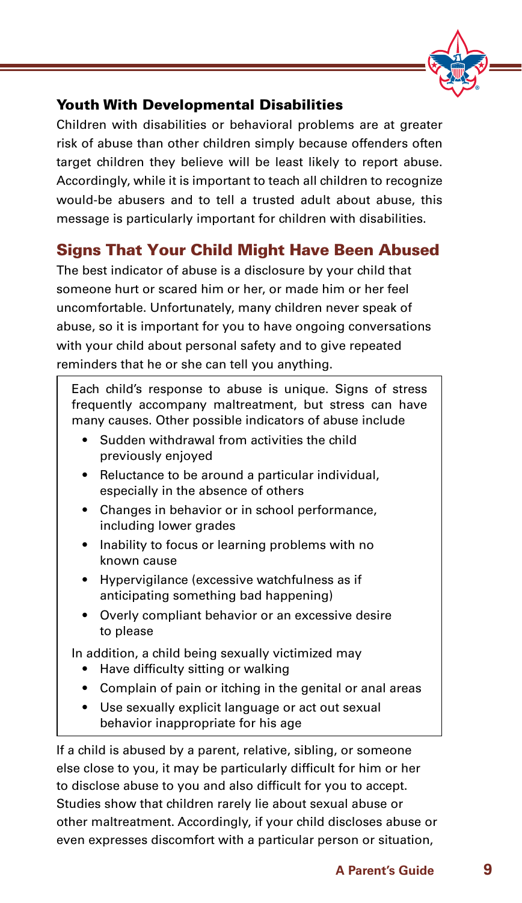### Youth With Developmental Disabilities

Children with disabilities or behavioral problems are at greater risk of abuse than other children simply because offenders often target children they believe will be least likely to report abuse. Accordingly, while it is important to teach all children to recognize would-be abusers and to tell a trusted adult about abuse, this message is particularly important for children with disabilities.

## Signs That Your Child Might Have Been Abused

The best indicator of abuse is a disclosure by your child that someone hurt or scared him or her, or made him or her feel uncomfortable. Unfortunately, many children never speak of abuse, so it is important for you to have ongoing conversations with your child about personal safety and to give repeated reminders that he or she can tell you anything.

Each child's response to abuse is unique. Signs of stress frequently accompany maltreatment, but stress can have many causes. Other possible indicators of abuse include

- Sudden withdrawal from activities the child previously enjoyed
- Reluctance to be around a particular individual, especially in the absence of others
- Changes in behavior or in school performance, including lower grades
- Inability to focus or learning problems with no known cause
- Hypervigilance (excessive watchfulness as if anticipating something bad happening)
- Overly compliant behavior or an excessive desire to please

In addition, a child being sexually victimized may

- Have difficulty sitting or walking
- Complain of pain or itching in the genital or anal areas
- Use sexually explicit language or act out sexual behavior inappropriate for his age

If a child is abused by a parent, relative, sibling, or someone else close to you, it may be particularly difficult for him or her to disclose abuse to you and also difficult for you to accept. Studies show that children rarely lie about sexual abuse or other maltreatment. Accordingly, if your child discloses abuse or even expresses discomfort with a particular person or situation,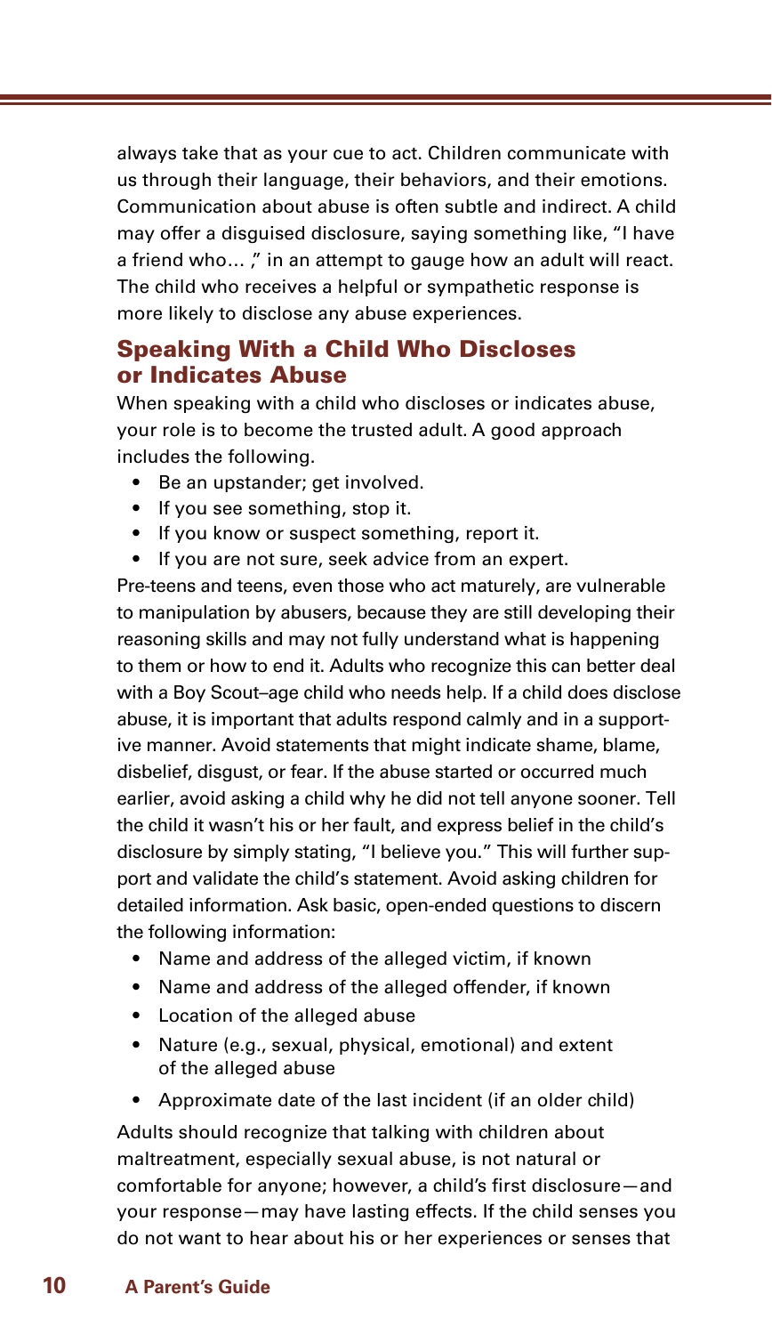always take that as your cue to act. Children communicate with us through their language, their behaviors, and their emotions. Communication about abuse is often subtle and indirect. A child may offer a disguised disclosure, saying something like, "I have a friend who… ," in an attempt to gauge how an adult will react. The child who receives a helpful or sympathetic response is more likely to disclose any abuse experiences.

## Speaking With a Child Who Discloses or Indicates Abuse

When speaking with a child who discloses or indicates abuse, your role is to become the trusted adult. A good approach includes the following.

- Be an upstander; get involved.
- If you see something, stop it.
- If you know or suspect something, report it.
- If you are not sure, seek advice from an expert.

Pre-teens and teens, even those who act maturely, are vulnerable to manipulation by abusers, because they are still developing their reasoning skills and may not fully understand what is happening to them or how to end it. Adults who recognize this can better deal with a Boy Scout–age child who needs help. If a child does disclose abuse, it is important that adults respond calmly and in a supportive manner. Avoid statements that might indicate shame, blame, disbelief, disgust, or fear. If the abuse started or occurred much earlier, avoid asking a child why he did not tell anyone sooner. Tell the child it wasn't his or her fault, and express belief in the child's disclosure by simply stating, "I believe you." This will further support and validate the child's statement. Avoid asking children for detailed information. Ask basic, open-ended questions to discern the following information:

- Name and address of the alleged victim, if known
- Name and address of the alleged offender, if known
- Location of the alleged abuse
- Nature (e.g., sexual, physical, emotional) and extent of the alleged abuse
- Approximate date of the last incident (if an older child)

Adults should recognize that talking with children about maltreatment, especially sexual abuse, is not natural or comfortable for anyone; however, a child's first disclosure—and your response—may have lasting effects. If the child senses you do not want to hear about his or her experiences or senses that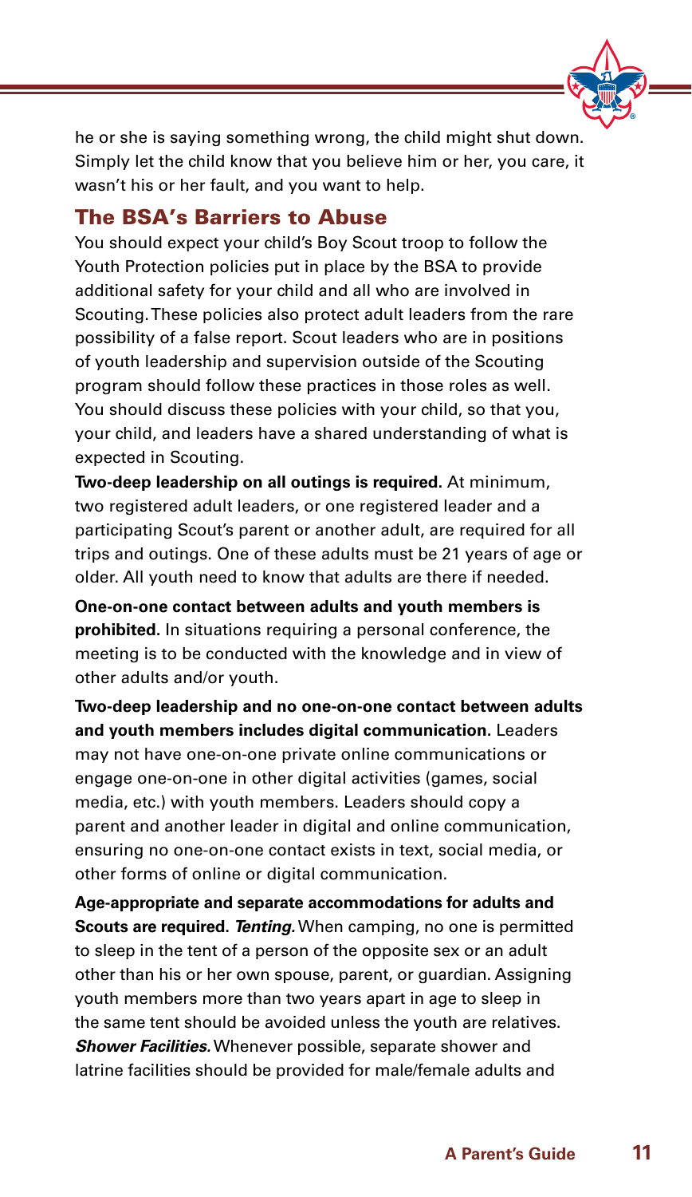he or she is saying something wrong, the child might shut down. Simply let the child know that you believe him or her, you care, it wasn't his or her fault, and you want to help.

## The BSA's Barriers to Abuse

You should expect your child's Boy Scout troop to follow the Youth Protection policies put in place by the BSA to provide additional safety for your child and all who are involved in Scouting. These policies also protect adult leaders from the rare possibility of a false report. Scout leaders who are in positions of youth leadership and supervision outside of the Scouting program should follow these practices in those roles as well. You should discuss these policies with your child, so that you, your child, and leaders have a shared understanding of what is expected in Scouting.

**Two-deep leadership on all outings is required.** At minimum, two registered adult leaders, or one registered leader and a participating Scout's parent or another adult, are required for all trips and outings. One of these adults must be 21 years of age or older. All youth need to know that adults are there if needed.

**One-on-one contact between adults and youth members is prohibited.** In situations requiring a personal conference, the meeting is to be conducted with the knowledge and in view of other adults and/or youth.

**Two-deep leadership and no one-on-one contact between adults and youth members includes digital communication.** Leaders may not have one-on-one private online communications or engage one-on-one in other digital activities (games, social media, etc.) with youth members. Leaders should copy a parent and another leader in digital and online communication, ensuring no one-on-one contact exists in text, social media, or other forms of online or digital communication.

**Age-appropriate and separate accommodations for adults and Scouts are required.** ***Tenting.*** When camping, no one is permitted to sleep in the tent of a person of the opposite sex or an adult other than his or her own spouse, parent, or guardian. Assigning youth members more than two years apart in age to sleep in the same tent should be avoided unless the youth are relatives. ***Shower Facilities.*** Whenever possible, separate shower and latrine facilities should be provided for male/female adults and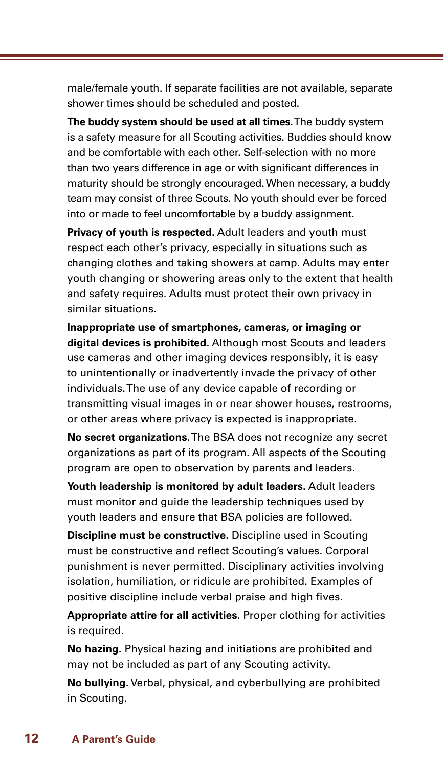male/female youth. If separate facilities are not available, separate shower times should be scheduled and posted.

**The buddy system should be used at all times.** The buddy system is a safety measure for all Scouting activities. Buddies should know and be comfortable with each other. Self-selection with no more than two years difference in age or with significant differences in maturity should be strongly encouraged. When necessary, a buddy team may consist of three Scouts. No youth should ever be forced into or made to feel uncomfortable by a buddy assignment.

**Privacy of youth is respected.** Adult leaders and youth must respect each other's privacy, especially in situations such as changing clothes and taking showers at camp. Adults may enter youth changing or showering areas only to the extent that health and safety requires. Adults must protect their own privacy in similar situations.

**Inappropriate use of smartphones, cameras, or imaging or digital devices is prohibited.** Although most Scouts and leaders use cameras and other imaging devices responsibly, it is easy to unintentionally or inadvertently invade the privacy of other individuals. The use of any device capable of recording or transmitting visual images in or near shower houses, restrooms, or other areas where privacy is expected is inappropriate.

**No secret organizations.** The BSA does not recognize any secret organizations as part of its program. All aspects of the Scouting program are open to observation by parents and leaders.

**Youth leadership is monitored by adult leaders.** Adult leaders must monitor and guide the leadership techniques used by youth leaders and ensure that BSA policies are followed.

**Discipline must be constructive.** Discipline used in Scouting must be constructive and reflect Scouting's values. Corporal punishment is never permitted. Disciplinary activities involving isolation, humiliation, or ridicule are prohibited. Examples of positive discipline include verbal praise and high fives.

**Appropriate attire for all activities.** Proper clothing for activities is required.

**No hazing.** Physical hazing and initiations are prohibited and may not be included as part of any Scouting activity.

**No bullying.** Verbal, physical, and cyberbullying are prohibited in Scouting.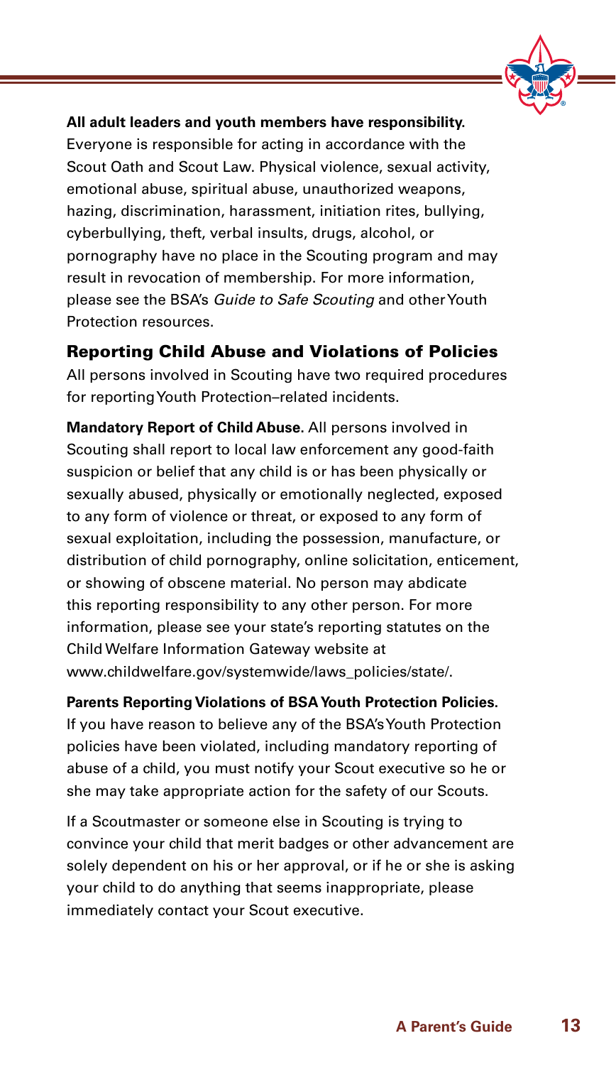**All adult leaders and youth members have responsibility.** Everyone is responsible for acting in accordance with the Scout Oath and Scout Law. Physical violence, sexual activity, emotional abuse, spiritual abuse, unauthorized weapons, hazing, discrimination, harassment, initiation rites, bullying, cyberbullying, theft, verbal insults, drugs, alcohol, or pornography have no place in the Scouting program and may result in revocation of membership. For more information, please see the BSA's *Guide to Safe Scouting* and other Youth Protection resources.

## Reporting Child Abuse and Violations of Policies

All persons involved in Scouting have two required procedures for reporting Youth Protection–related incidents.

**Mandatory Report of Child Abuse.** All persons involved in Scouting shall report to local law enforcement any good-faith suspicion or belief that any child is or has been physically or sexually abused, physically or emotionally neglected, exposed to any form of violence or threat, or exposed to any form of sexual exploitation, including the possession, manufacture, or distribution of child pornography, online solicitation, enticement, or showing of obscene material. No person may abdicate this reporting responsibility to any other person. For more information, please see your state's reporting statutes on the Child Welfare Information Gateway website at www.childwelfare.gov/systemwide/laws_policies/state/.

**Parents Reporting Violations of BSA Youth Protection Policies.** If you have reason to believe any of the BSA's Youth Protection policies have been violated, including mandatory reporting of abuse of a child, you must notify your Scout executive so he or she may take appropriate action for the safety of our Scouts.

If a Scoutmaster or someone else in Scouting is trying to convince your child that merit badges or other advancement are solely dependent on his or her approval, or if he or she is asking your child to do anything that seems inappropriate, please immediately contact your Scout executive.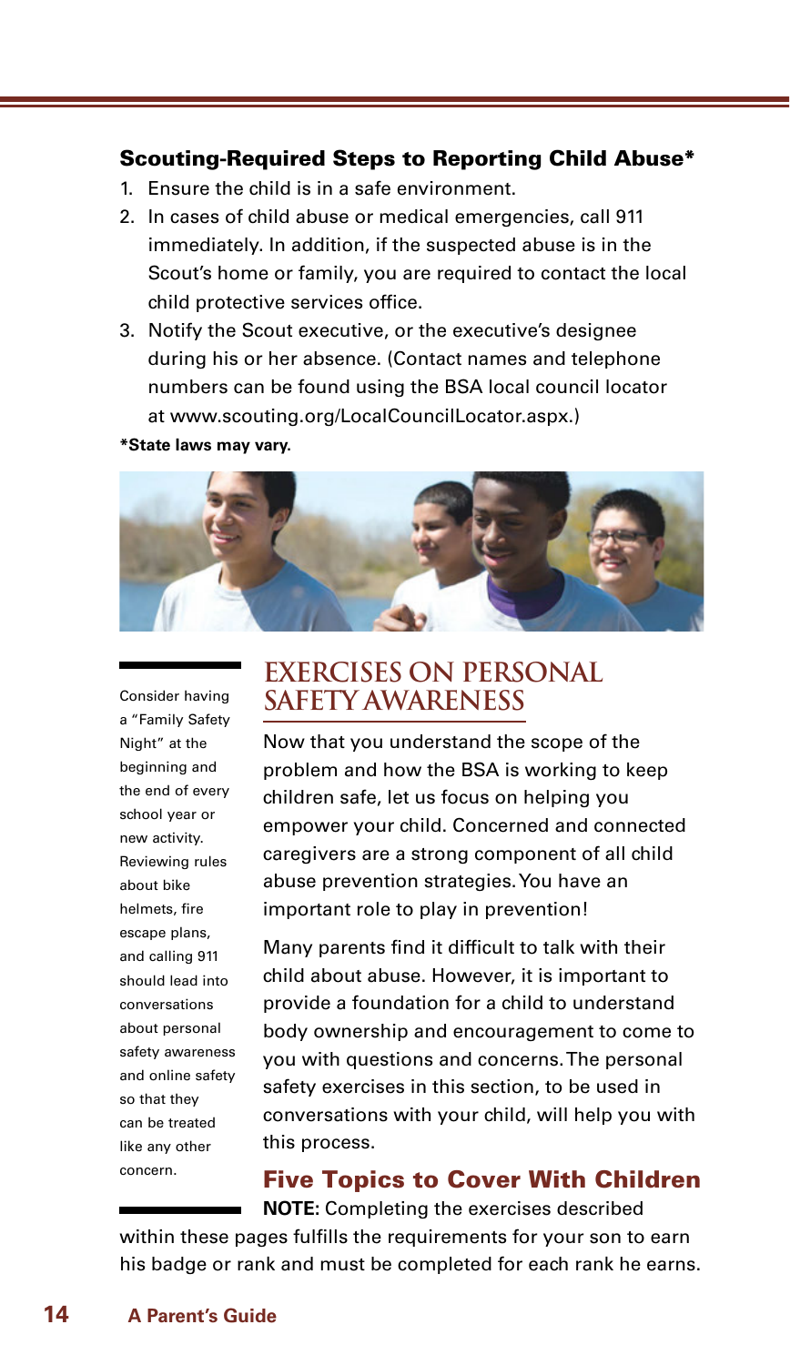### Scouting-Required Steps to Reporting Child Abuse*

1. Ensure the child is in a safe environment.
2. In cases of child abuse or medical emergencies, call 911 immediately. In addition, if the suspected abuse is in the Scout's home or family, you are required to contact the local child protective services office.
3. Notify the Scout executive, or the executive's designee during his or her absence. (Contact names and telephone numbers can be found using the BSA local council locator at www.scouting.org/LocalCouncilLocator.aspx.)

**\*State laws may vary.**

## EXERCISES ON PERSONAL SAFETY AWARENESS

Now that you understand the scope of the problem and how the BSA is working to keep children safe, let us focus on helping you empower your child. Concerned and connected caregivers are a strong component of all child abuse prevention strategies. You have an important role to play in prevention!

Many parents find it difficult to talk with their child about abuse. However, it is important to provide a foundation for a child to understand body ownership and encouragement to come to you with questions and concerns. The personal safety exercises in this section, to be used in conversations with your child, will help you with this process.

Consider having a "Family Safety Night" at the beginning and the end of every school year or new activity. Reviewing rules about bike helmets, fire escape plans, and calling 911 should lead into conversations about personal safety awareness and online safety so that they can be treated like any other concern.

### Five Topics to Cover With Children

**NOTE:** Completing the exercises described within these pages fulfills the requirements for your son to earn his badge or rank and must be completed for each rank he earns.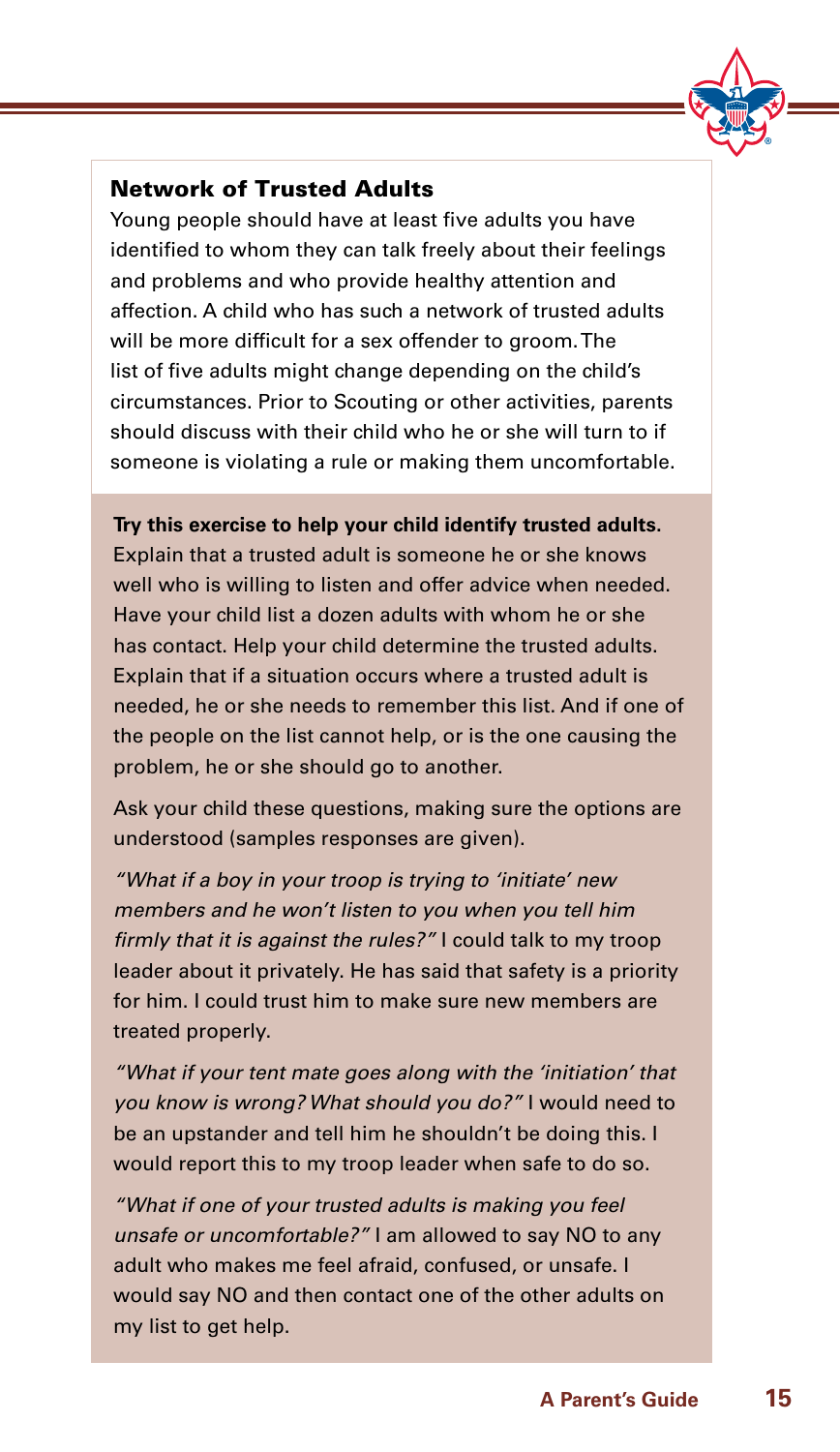## Network of Trusted Adults

Young people should have at least five adults you have identified to whom they can talk freely about their feelings and problems and who provide healthy attention and affection. A child who has such a network of trusted adults will be more difficult for a sex offender to groom. The list of five adults might change depending on the child's circumstances. Prior to Scouting or other activities, parents should discuss with their child who he or she will turn to if someone is violating a rule or making them uncomfortable.

**Try this exercise to help your child identify trusted adults.** Explain that a trusted adult is someone he or she knows well who is willing to listen and offer advice when needed. Have your child list a dozen adults with whom he or she has contact. Help your child determine the trusted adults. Explain that if a situation occurs where a trusted adult is needed, he or she needs to remember this list. And if one of the people on the list cannot help, or is the one causing the problem, he or she should go to another.

Ask your child these questions, making sure the options are understood (samples responses are given).

*"What if a boy in your troop is trying to 'initiate' new members and he won't listen to you when you tell him firmly that it is against the rules?"* I could talk to my troop leader about it privately. He has said that safety is a priority for him. I could trust him to make sure new members are treated properly.

*"What if your tent mate goes along with the 'initiation' that you know is wrong? What should you do?"* I would need to be an upstander and tell him he shouldn't be doing this. I would report this to my troop leader when safe to do so.

*"What if one of your trusted adults is making you feel unsafe or uncomfortable?"* I am allowed to say NO to any adult who makes me feel afraid, confused, or unsafe. I would say NO and then contact one of the other adults on my list to get help.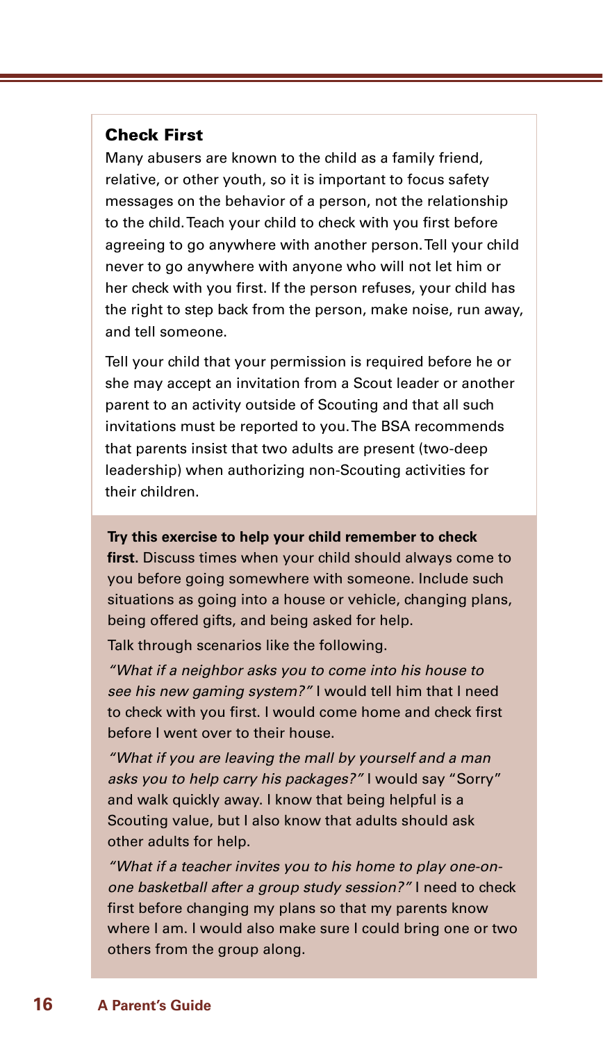### Check First

Many abusers are known to the child as a family friend, relative, or other youth, so it is important to focus safety messages on the behavior of a person, not the relationship to the child. Teach your child to check with you first before agreeing to go anywhere with another person. Tell your child never to go anywhere with anyone who will not let him or her check with you first. If the person refuses, your child has the right to step back from the person, make noise, run away, and tell someone.

Tell your child that your permission is required before he or she may accept an invitation from a Scout leader or another parent to an activity outside of Scouting and that all such invitations must be reported to you. The BSA recommends that parents insist that two adults are present (two-deep leadership) when authorizing non-Scouting activities for their children.

**Try this exercise to help your child remember to check first.** Discuss times when your child should always come to you before going somewhere with someone. Include such situations as going into a house or vehicle, changing plans, being offered gifts, and being asked for help.

Talk through scenarios like the following.

*"What if a neighbor asks you to come into his house to see his new gaming system?"* I would tell him that I need to check with you first. I would come home and check first before I went over to their house.

*"What if you are leaving the mall by yourself and a man asks you to help carry his packages?"* I would say "Sorry" and walk quickly away. I know that being helpful is a Scouting value, but I also know that adults should ask other adults for help.

*"What if a teacher invites you to his home to play one-on-one basketball after a group study session?"* I need to check first before changing my plans so that my parents know where I am. I would also make sure I could bring one or two others from the group along.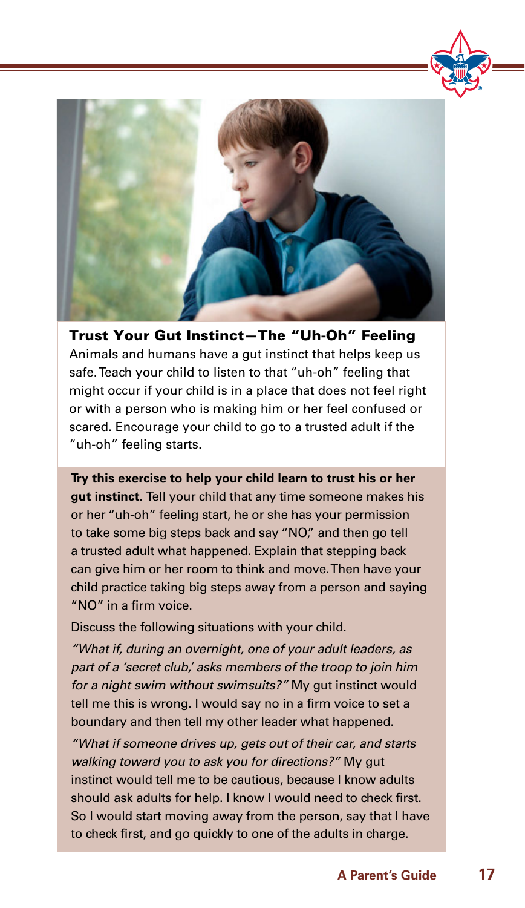## Trust Your Gut Instinct—The "Uh-Oh" Feeling

Animals and humans have a gut instinct that helps keep us safe. Teach your child to listen to that "uh-oh" feeling that might occur if your child is in a place that does not feel right or with a person who is making him or her feel confused or scared. Encourage your child to go to a trusted adult if the "uh-oh" feeling starts.

**Try this exercise to help your child learn to trust his or her gut instinct.** Tell your child that any time someone makes his or her "uh-oh" feeling start, he or she has your permission to take some big steps back and say "NO," and then go tell a trusted adult what happened. Explain that stepping back can give him or her room to think and move. Then have your child practice taking big steps away from a person and saying "NO" in a firm voice.

Discuss the following situations with your child.

*"What if, during an overnight, one of your adult leaders, as part of a 'secret club,' asks members of the troop to join him for a night swim without swimsuits?"* My gut instinct would tell me this is wrong. I would say no in a firm voice to set a boundary and then tell my other leader what happened.

*"What if someone drives up, gets out of their car, and starts walking toward you to ask you for directions?"* My gut instinct would tell me to be cautious, because I know adults should ask adults for help. I know I would need to check first. So I would start moving away from the person, say that I have to check first, and go quickly to one of the adults in charge.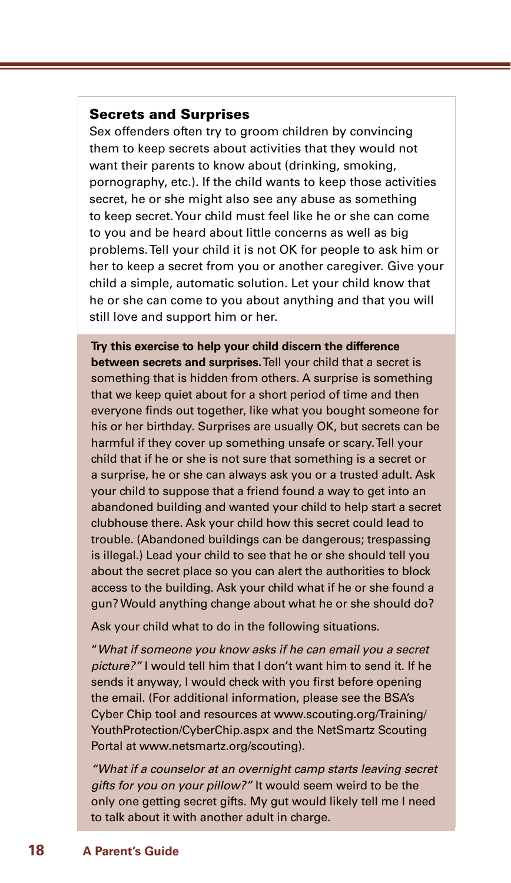### Secrets and Surprises

Sex offenders often try to groom children by convincing them to keep secrets about activities that they would not want their parents to know about (drinking, smoking, pornography, etc.). If the child wants to keep those activities secret, he or she might also see any abuse as something to keep secret. Your child must feel like he or she can come to you and be heard about little concerns as well as big problems. Tell your child it is not OK for people to ask him or her to keep a secret from you or another caregiver. Give your child a simple, automatic solution. Let your child know that he or she can come to you about anything and that you will still love and support him or her.

**Try this exercise to help your child discern the difference between secrets and surprises.** Tell your child that a secret is something that is hidden from others. A surprise is something that we keep quiet about for a short period of time and then everyone finds out together, like what you bought someone for his or her birthday. Surprises are usually OK, but secrets can be harmful if they cover up something unsafe or scary. Tell your child that if he or she is not sure that something is a secret or a surprise, he or she can always ask you or a trusted adult. Ask your child to suppose that a friend found a way to get into an abandoned building and wanted your child to help start a secret clubhouse there. Ask your child how this secret could lead to trouble. (Abandoned buildings can be dangerous; trespassing is illegal.) Lead your child to see that he or she should tell you about the secret place so you can alert the authorities to block access to the building. Ask your child what if he or she found a gun? Would anything change about what he or she should do?

Ask your child what to do in the following situations.

"*What if someone you know asks if he can email you a secret picture?"* I would tell him that I don't want him to send it. If he sends it anyway, I would check with you first before opening the email. (For additional information, please see the BSA's Cyber Chip tool and resources at www.scouting.org/Training/YouthProtection/CyberChip.aspx and the NetSmartz Scouting Portal at www.netsmartz.org/scouting).

*"What if a counselor at an overnight camp starts leaving secret gifts for you on your pillow?"* It would seem weird to be the only one getting secret gifts. My gut would likely tell me I need to talk about it with another adult in charge.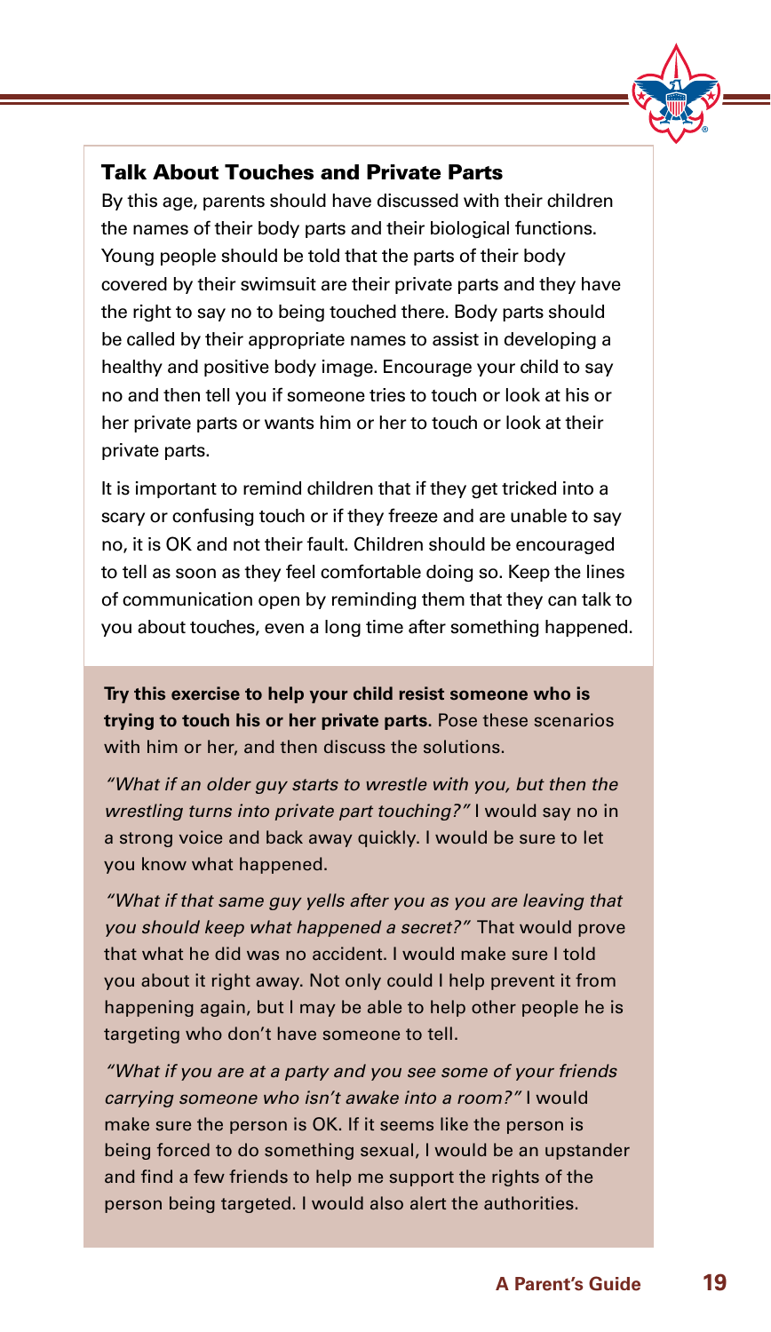## Talk About Touches and Private Parts

By this age, parents should have discussed with their children the names of their body parts and their biological functions. Young people should be told that the parts of their body covered by their swimsuit are their private parts and they have the right to say no to being touched there. Body parts should be called by their appropriate names to assist in developing a healthy and positive body image. Encourage your child to say no and then tell you if someone tries to touch or look at his or her private parts or wants him or her to touch or look at their private parts.

It is important to remind children that if they get tricked into a scary or confusing touch or if they freeze and are unable to say no, it is OK and not their fault. Children should be encouraged to tell as soon as they feel comfortable doing so. Keep the lines of communication open by reminding them that they can talk to you about touches, even a long time after something happened.

**Try this exercise to help your child resist someone who is trying to touch his or her private parts.** Pose these scenarios with him or her, and then discuss the solutions.

*"What if an older guy starts to wrestle with you, but then the wrestling turns into private part touching?"* I would say no in a strong voice and back away quickly. I would be sure to let you know what happened.

*"What if that same guy yells after you as you are leaving that you should keep what happened a secret?"* That would prove that what he did was no accident. I would make sure I told you about it right away. Not only could I help prevent it from happening again, but I may be able to help other people he is targeting who don't have someone to tell.

*"What if you are at a party and you see some of your friends carrying someone who isn't awake into a room?"* I would make sure the person is OK. If it seems like the person is being forced to do something sexual, I would be an upstander and find a few friends to help me support the rights of the person being targeted. I would also alert the authorities.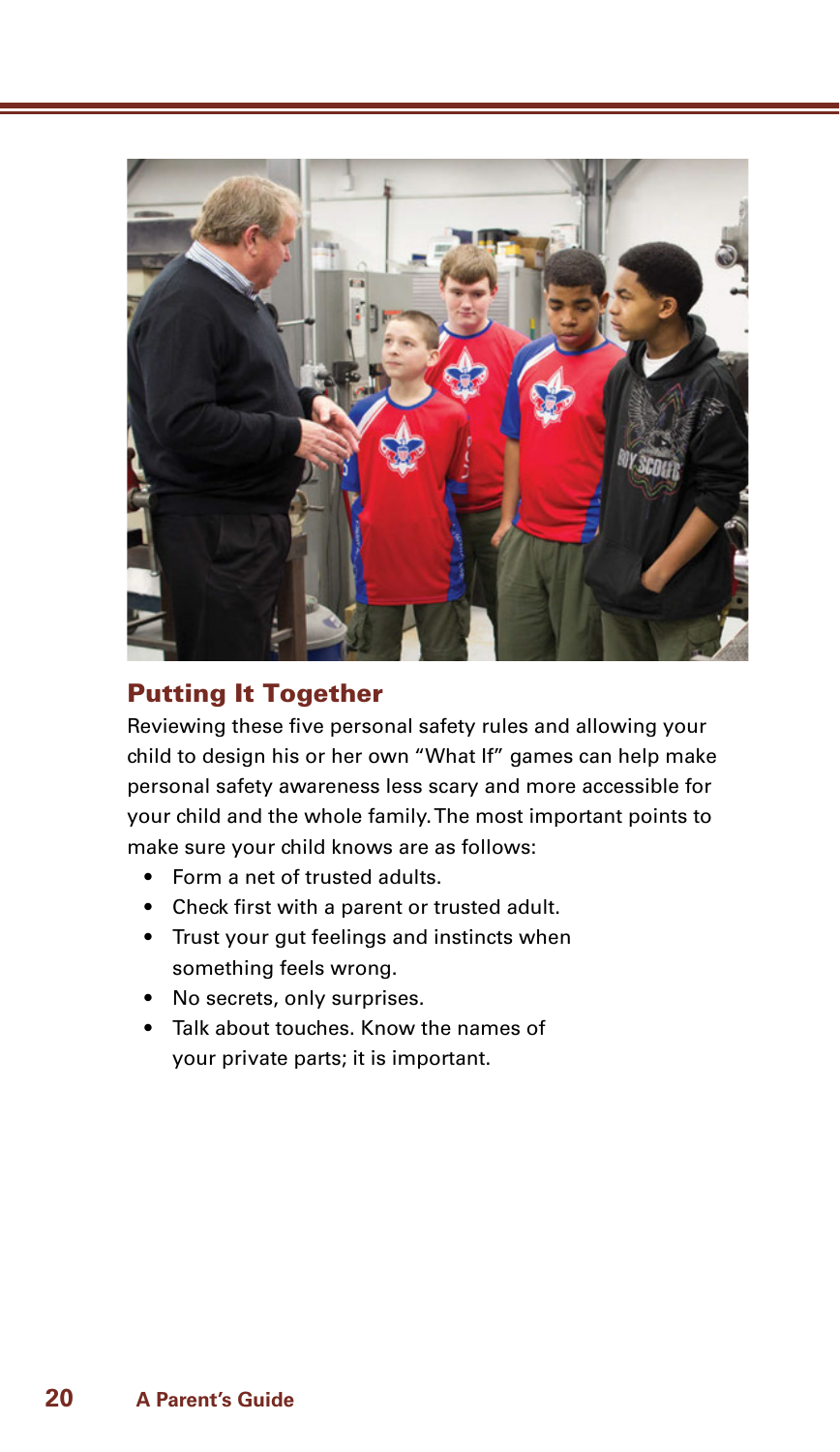## Putting It Together

Reviewing these five personal safety rules and allowing your child to design his or her own "What If" games can help make personal safety awareness less scary and more accessible for your child and the whole family. The most important points to make sure your child knows are as follows:

- Form a net of trusted adults.
- Check first with a parent or trusted adult.
- Trust your gut feelings and instincts when something feels wrong.
- No secrets, only surprises.
- Talk about touches. Know the names of your private parts; it is important.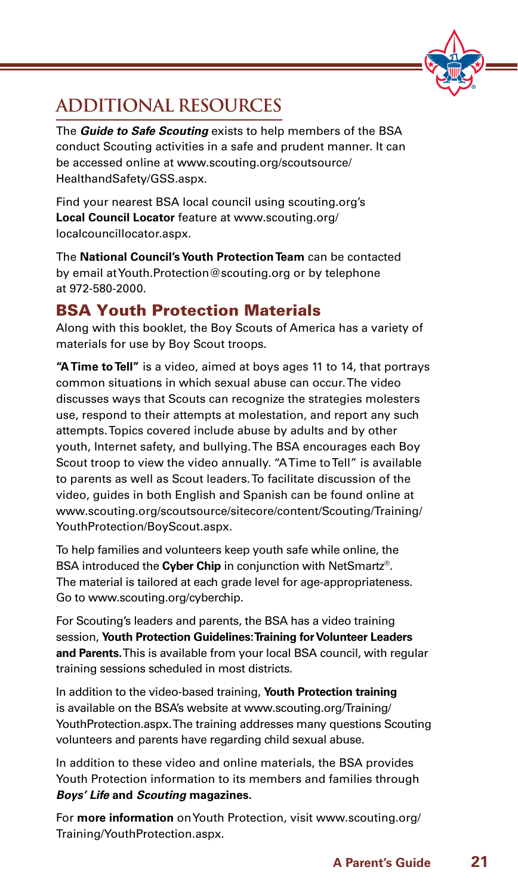# ADDITIONAL RESOURCES

The ***Guide to Safe Scouting*** exists to help members of the BSA conduct Scouting activities in a safe and prudent manner. It can be accessed online at www.scouting.org/scoutsource/HealthandSafety/GSS.aspx.

Find your nearest BSA local council using scouting.org's **Local Council Locator** feature at www.scouting.org/localcouncillocator.aspx.

The **National Council's Youth Protection Team** can be contacted by email at Youth.Protection@scouting.org or by telephone at 972-580-2000.

## BSA Youth Protection Materials

Along with this booklet, the Boy Scouts of America has a variety of materials for use by Boy Scout troops.

**"A Time to Tell"** is a video, aimed at boys ages 11 to 14, that portrays common situations in which sexual abuse can occur. The video discusses ways that Scouts can recognize the strategies molesters use, respond to their attempts at molestation, and report any such attempts. Topics covered include abuse by adults and by other youth, Internet safety, and bullying. The BSA encourages each Boy Scout troop to view the video annually. "A Time to Tell" is available to parents as well as Scout leaders. To facilitate discussion of the video, guides in both English and Spanish can be found online at www.scouting.org/scoutsource/sitecore/content/Scouting/Training/YouthProtection/BoyScout.aspx.

To help families and volunteers keep youth safe while online, the BSA introduced the **Cyber Chip** in conjunction with NetSmartz®. The material is tailored at each grade level for age-appropriateness. Go to www.scouting.org/cyberchip.

For Scouting's leaders and parents, the BSA has a video training session, **Youth Protection Guidelines: Training for Volunteer Leaders and Parents.** This is available from your local BSA council, with regular training sessions scheduled in most districts.

In addition to the video-based training, **Youth Protection training** is available on the BSA's website at www.scouting.org/Training/YouthProtection.aspx. The training addresses many questions Scouting volunteers and parents have regarding child sexual abuse.

In addition to these video and online materials, the BSA provides Youth Protection information to its members and families through ***Boys' Life* and *Scouting* magazines.**

For **more information** on Youth Protection, visit www.scouting.org/Training/YouthProtection.aspx.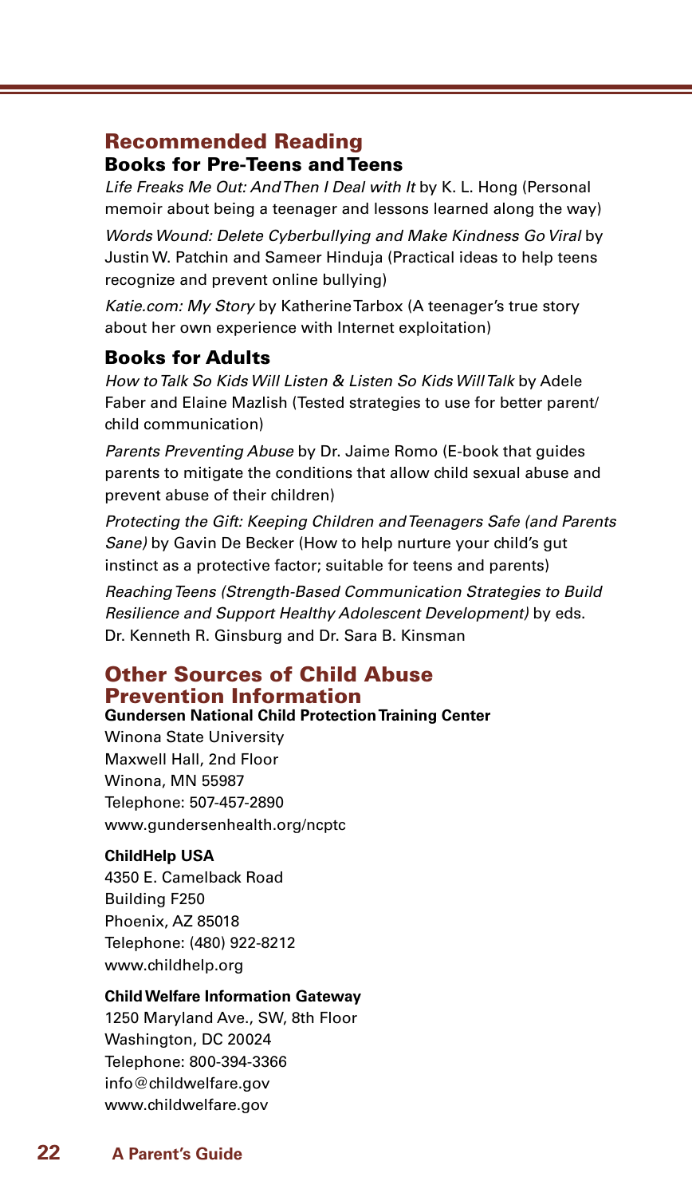## Recommended Reading

### Books for Pre-Teens and Teens

*Life Freaks Me Out: And Then I Deal with It* by K. L. Hong (Personal memoir about being a teenager and lessons learned along the way)

*Words Wound: Delete Cyberbullying and Make Kindness Go Viral* by Justin W. Patchin and Sameer Hinduja (Practical ideas to help teens recognize and prevent online bullying)

*Katie.com: My Story* by Katherine Tarbox (A teenager's true story about her own experience with Internet exploitation)

### Books for Adults

*How to Talk So Kids Will Listen & Listen So Kids Will Talk* by Adele Faber and Elaine Mazlish (Tested strategies to use for better parent/child communication)

*Parents Preventing Abuse* by Dr. Jaime Romo (E-book that guides parents to mitigate the conditions that allow child sexual abuse and prevent abuse of their children)

*Protecting the Gift: Keeping Children and Teenagers Safe (and Parents Sane)* by Gavin De Becker (How to help nurture your child's gut instinct as a protective factor; suitable for teens and parents)

*Reaching Teens (Strength-Based Communication Strategies to Build Resilience and Support Healthy Adolescent Development)* by eds. Dr. Kenneth R. Ginsburg and Dr. Sara B. Kinsman

## Other Sources of Child Abuse Prevention Information

**Gundersen National Child Protection Training Center**
Winona State University
Maxwell Hall, 2nd Floor
Winona, MN 55987
Telephone: 507-457-2890
www.gundersenhealth.org/ncptc

**ChildHelp USA**
4350 E. Camelback Road
Building F250
Phoenix, AZ 85018
Telephone: (480) 922-8212
www.childhelp.org

**Child Welfare Information Gateway**
1250 Maryland Ave., SW, 8th Floor
Washington, DC 20024
Telephone: 800-394-3366
info@childwelfare.gov
www.childwelfare.gov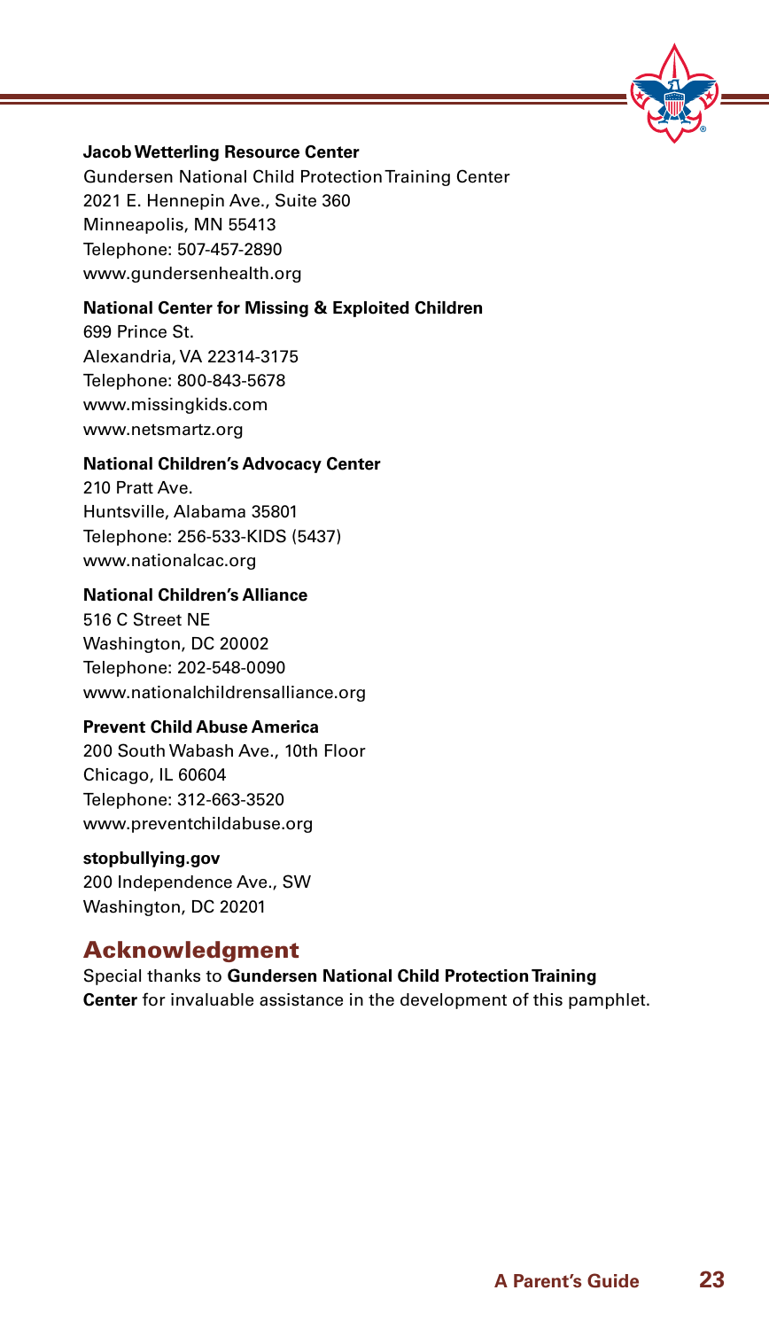**Jacob Wetterling Resource Center**
Gundersen National Child Protection Training Center
2021 E. Hennepin Ave., Suite 360
Minneapolis, MN 55413
Telephone: 507-457-2890
www.gundersenhealth.org

**National Center for Missing & Exploited Children**
699 Prince St.
Alexandria, VA 22314-3175
Telephone: 800-843-5678
www.missingkids.com
www.netsmartz.org

**National Children's Advocacy Center**
210 Pratt Ave.
Huntsville, Alabama 35801
Telephone: 256-533-KIDS (5437)
www.nationalcac.org

**National Children's Alliance**
516 C Street NE
Washington, DC 20002
Telephone: 202-548-0090
www.nationalchildrensalliance.org

**Prevent Child Abuse America**
200 South Wabash Ave., 10th Floor
Chicago, IL 60604
Telephone: 312-663-3520
www.preventchildabuse.org

**stopbullying.gov**
200 Independence Ave., SW
Washington, DC 20201

## Acknowledgment

Special thanks to **Gundersen National Child Protection Training Center** for invaluable assistance in the development of this pamphlet.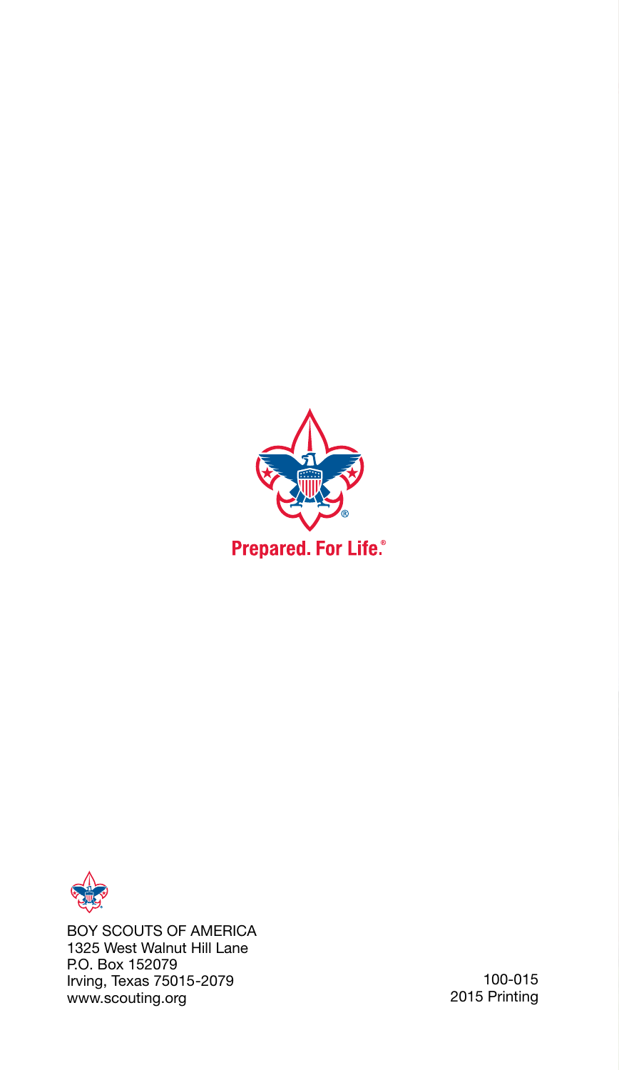Prepared. For Life.®

BOY SCOUTS OF AMERICA
1325 West Walnut Hill Lane
P.O. Box 152079
Irving, Texas 75015-2079
www.scouting.org

100-015
2015 Printing